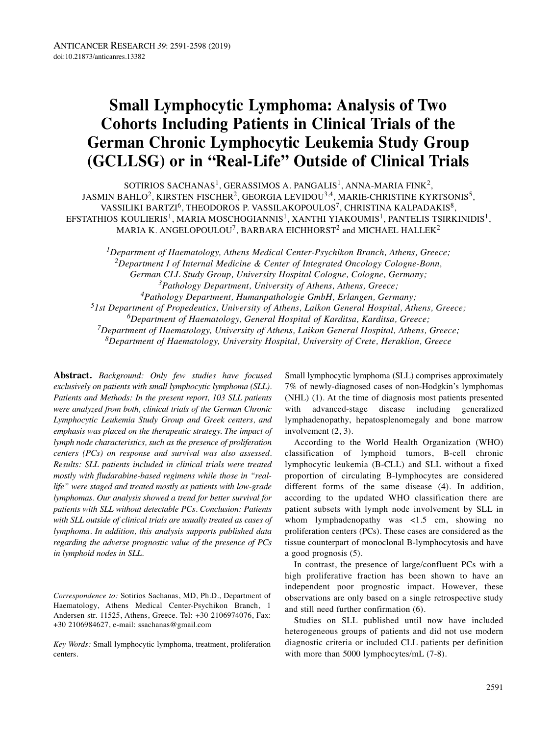// Small Lymphocytic Lymphoma: Analysis of Two Cohorts Including Patients in Clinical Trials of the German Chronic Lymphocytic Leukemia Study Group (GCLLSG) or in "Real-Life" Outside of Clinical Trials

SOTIRIOS SACHANAS[1], GERASSIMOS A. PANGALIS[1], ANNA-MARIA FINK[2], JASMIN BAHLO[2], KIRSTEN FISCHER[2], GEORGIA LEVIDOU[3,4], MARIE-CHRISTINE KYRTSONIS[5], VASSILIKI BARTZI[6], THEODOROS P. VASSILAKOPOULOS[7], CHRISTINA KALPADAKIS[8], EFSTATHIOS KOULIERIS[1], MARIA MOSCHOGIANNIS[1], XANTHI YIAKOUMIS[1], PANTELIS TSIRKINIDIS[1], MARIA K. ANGELOPOULOU[7], BARBARA EICHHORST[2] and MICHAEL HALLEK[2]

*[1]Department of Haematology, Athens Medical Center-Psychikon Branch, Athens, Greece;*
*[2]Department I of Internal Medicine & Center of Integrated Oncology Cologne-Bonn, German CLL Study Group, University Hospital Cologne, Cologne, Germany;*
*[3]Pathology Department, University of Athens, Athens, Greece;*
*[4]Pathology Department, Humanpathologie GmbH, Erlangen, Germany;*
*[5]1st Department of Propedeutics, University of Athens, Laikon General Hospital, Athens, Greece;*
*[6]Department of Haematology, General Hospital of Karditsa, Karditsa, Greece;*
*[7]Department of Haematology, University of Athens, Laikon General Hospital, Athens, Greece;*
*[8]Department of Haematology, University Hospital, University of Crete, Heraklion, Greece*

**Abstract.** *Background: Only few studies have focused exclusively on patients with small lymphocytic lymphoma (SLL). Patients and Methods: In the present report, 103 SLL patients were analyzed from both, clinical trials of the German Chronic Lymphocytic Leukemia Study Group and Greek centers, and emphasis was placed on the therapeutic strategy. The impact of lymph node characteristics, such as the presence of proliferation centers (PCs) on response and survival was also assessed. Results: SLL patients included in clinical trials were treated mostly with fludarabine-based regimens while those in "real-life" were staged and treated mostly as patients with low-grade lymphomas. Our analysis showed a trend for better survival for patients with SLL without detectable PCs. Conclusion: Patients with SLL outside of clinical trials are usually treated as cases of lymphoma. In addition, this analysis supports published data regarding the adverse prognostic value of the presence of PCs in lymphoid nodes in SLL.*

*Correspondence to:* Sotirios Sachanas, MD, Ph.D., Department of Haematology, Athens Medical Center-Psychikon Branch, 1 Andersen str. 11525, Athens, Greece. Tel: +30 2106974076, Fax: +30 2106984627, e-mail: ssachanas@gmail.com

*Key Words:* Small lymphocytic lymphoma, treatment, proliferation centers.

Small lymphocytic lymphoma (SLL) comprises approximately 7% of newly-diagnosed cases of non-Hodgkin's lymphomas (NHL) (1). At the time of diagnosis most patients presented with advanced-stage disease including generalized lymphadenopathy, hepatosplenomegaly and bone marrow involvement (2, 3).

According to the World Health Organization (WHO) classification of lymphoid tumors, B-cell chronic lymphocytic leukemia (B-CLL) and SLL without a fixed proportion of circulating B-lymphocytes are considered different forms of the same disease (4). In addition, according to the updated WHO classification there are patient subsets with lymph node involvement by SLL in whom lymphadenopathy was <1.5 cm, showing no proliferation centers (PCs). These cases are considered as the tissue counterpart of monoclonal B-lymphocytosis and have a good prognosis (5).

In contrast, the presence of large/confluent PCs with a high proliferative fraction has been shown to have an independent poor prognostic impact. However, these observations are only based on a single retrospective study and still need further confirmation (6).

Studies on SLL published until now have included heterogeneous groups of patients and did not use modern diagnostic criteria or included CLL patients per definition with more than 5000 lymphocytes/mL (7-8).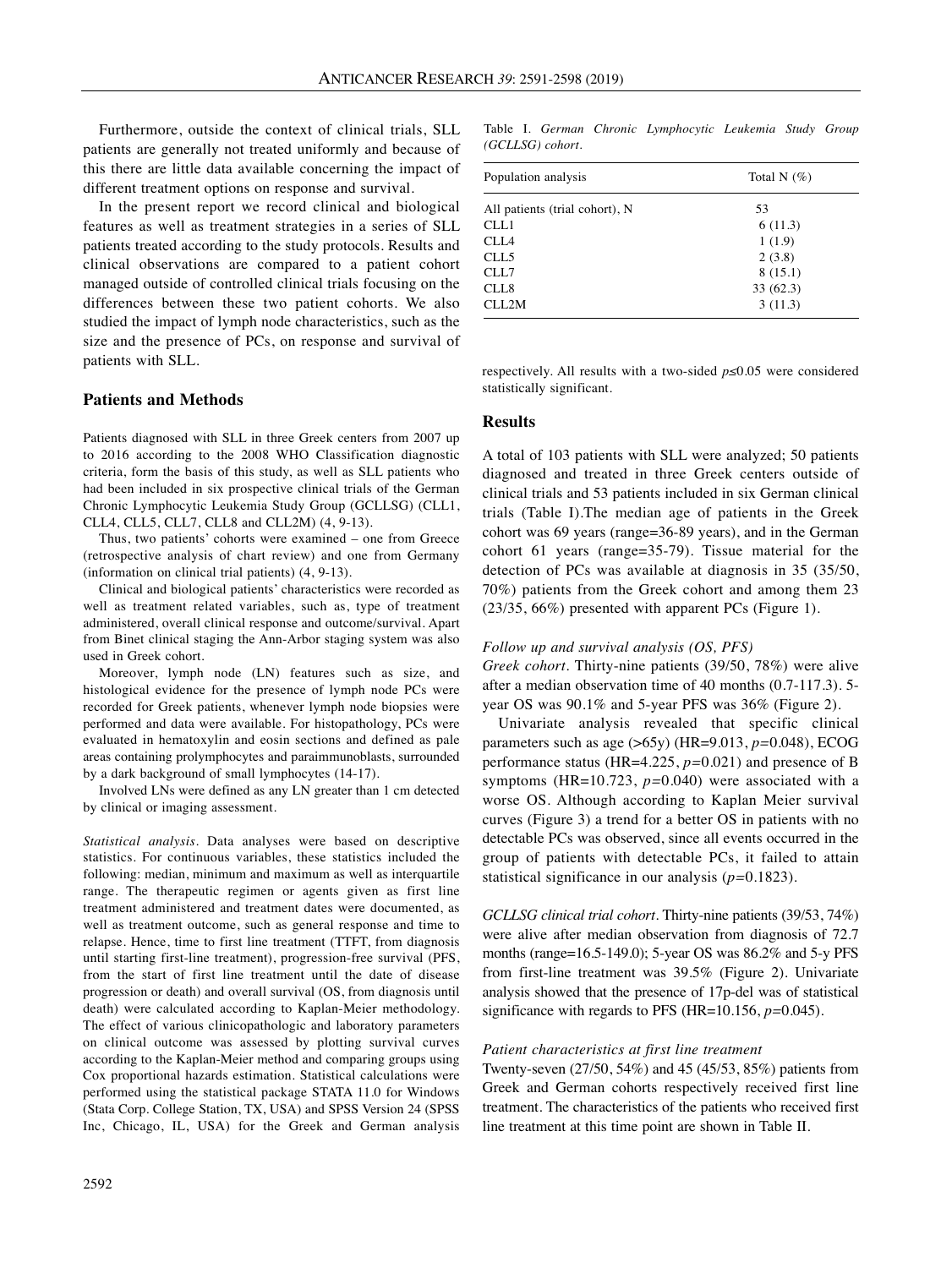Furthermore, outside the context of clinical trials, SLL patients are generally not treated uniformly and because of this there are little data available concerning the impact of different treatment options on response and survival.

In the present report we record clinical and biological features as well as treatment strategies in a series of SLL patients treated according to the study protocols. Results and clinical observations are compared to a patient cohort managed outside of controlled clinical trials focusing on the differences between these two patient cohorts. We also studied the impact of lymph node characteristics, such as the size and the presence of PCs, on response and survival of patients with SLL.

## Patients and Methods

Patients diagnosed with SLL in three Greek centers from 2007 up to 2016 according to the 2008 WHO Classification diagnostic criteria, form the basis of this study, as well as SLL patients who had been included in six prospective clinical trials of the German Chronic Lymphocytic Leukemia Study Group (GCLLSG) (CLL1, CLL4, CLL5, CLL7, CLL8 and CLL2M) (4, 9-13).

Thus, two patients' cohorts were examined – one from Greece (retrospective analysis of chart review) and one from Germany (information on clinical trial patients) (4, 9-13).

Clinical and biological patients' characteristics were recorded as well as treatment related variables, such as, type of treatment administered, overall clinical response and outcome/survival. Apart from Binet clinical staging the Ann-Arbor staging system was also used in Greek cohort.

Moreover, lymph node (LN) features such as size, and histological evidence for the presence of lymph node PCs were recorded for Greek patients, whenever lymph node biopsies were performed and data were available. For histopathology, PCs were evaluated in hematoxylin and eosin sections and defined as pale areas containing prolymphocytes and paraimmunoblasts, surrounded by a dark background of small lymphocytes (14-17).

Involved LNs were defined as any LN greater than 1 cm detected by clinical or imaging assessment.

*Statistical analysis.* Data analyses were based on descriptive statistics. For continuous variables, these statistics included the following: median, minimum and maximum as well as interquartile range. The therapeutic regimen or agents given as first line treatment administered and treatment dates were documented, as well as treatment outcome, such as general response and time to relapse. Hence, time to first line treatment (TTFT, from diagnosis until starting first-line treatment), progression-free survival (PFS, from the start of first line treatment until the date of disease progression or death) and overall survival (OS, from diagnosis until death) were calculated according to Kaplan-Meier methodology. The effect of various clinicopathologic and laboratory parameters on clinical outcome was assessed by plotting survival curves according to the Kaplan-Meier method and comparing groups using Cox proportional hazards estimation. Statistical calculations were performed using the statistical package STATA 11.0 for Windows (Stata Corp. College Station, TX, USA) and SPSS Version 24 (SPSS Inc, Chicago, IL, USA) for the Greek and German analysis respectively. All results with a two-sided $p \leq 0.05$ were considered statistically significant.

Table I. *German Chronic Lymphocytic Leukemia Study Group (GCLLSG) cohort.*

| Population analysis | Total N (%) |
|---|---|
| All patients (trial cohort), N | 53 |
| CLL1 | 6 (11.3) |
| CLL4 | 1 (1.9) |
| CLL5 | 2 (3.8) |
| CLL7 | 8 (15.1) |
| CLL8 | 33 (62.3) |
| CLL2M | 3 (11.3) |

## Results

A total of 103 patients with SLL were analyzed; 50 patients diagnosed and treated in three Greek centers outside of clinical trials and 53 patients included in six German clinical trials (Table I).The median age of patients in the Greek cohort was 69 years (range=36-89 years), and in the German cohort 61 years (range=35-79). Tissue material for the detection of PCs was available at diagnosis in 35 (35/50, 70%) patients from the Greek cohort and among them 23 (23/35, 66%) presented with apparent PCs (Figure 1).

### *Follow up and survival analysis (OS, PFS)*

*Greek cohort.* Thirty-nine patients (39/50, 78%) were alive after a median observation time of 40 months (0.7-117.3). 5-year OS was 90.1% and 5-year PFS was 36% (Figure 2).

Univariate analysis revealed that specific clinical parameters such as age (>65y) (HR=9.013, $p$=0.048), ECOG performance status (HR=4.225, $p$=0.021) and presence of B symptoms (HR=10.723, $p$=0.040) were associated with a worse OS. Although according to Kaplan Meier survival curves (Figure 3) a trend for a better OS in patients with no detectable PCs was observed, since all events occurred in the group of patients with detectable PCs, it failed to attain statistical significance in our analysis ($p$=0.1823).

*GCLLSG clinical trial cohort.* Thirty-nine patients (39/53, 74%) were alive after median observation from diagnosis of 72.7 months (range=16.5-149.0); 5-year OS was 86.2% and 5-y PFS from first-line treatment was 39.5% (Figure 2). Univariate analysis showed that the presence of 17p-del was of statistical significance with regards to PFS (HR=10.156, $p$=0.045).

### *Patient characteristics at first line treatment*

Twenty-seven (27/50, 54%) and 45 (45/53, 85%) patients from Greek and German cohorts respectively received first line treatment. The characteristics of the patients who received first line treatment at this time point are shown in Table II.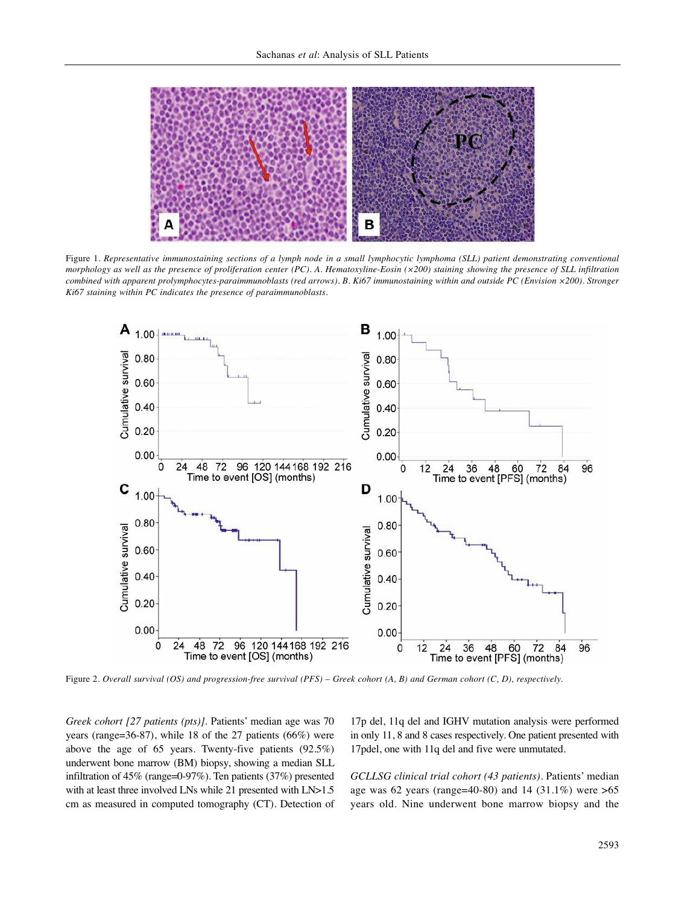A

B

PC

Figure 1. *Representative immunostaining sections of a lymph node in a small lymphocytic lymphoma (SLL) patient demonstrating conventional morphology as well as the presence of proliferation center (PC). A. Hematoxyline-Eosin (×200) staining showing the presence of SLL infiltration combined with apparent prolymphocytes-paraimmunoblasts (red arrows). B. Ki67 immunostaining within and outside PC (Envision ×200). Stronger Ki67 staining within PC indicates the presence of paraimmunoblasts.*

A

Cumulative survival

1.00 0.80 0.60 0.40 0.20 0.00

0 24 48 72 96 120 144 168 192 216

Time to event [OS] (months)

B

Cumulative survival

1.00 0.80 0.60 0.40 0.20 0.00

0 12 24 36 48 60 72 84 96

Time to event [PFS] (months)

C

Cumulative survival

1.00 0.80 0.60 0.40 0.20 0.00

0 24 48 72 96 120 144 168 192 216

Time to event [OS] (months)

D

Cumulative survival

1.00 0.80 0.60 0.40 0.20 0.00

0 12 24 36 48 60 72 84 96

Time to event [PFS] (months)

Figure 2. *Overall survival (OS) and progression-free survival (PFS) – Greek cohort (A, B) and German cohort (C, D), respectively.*

*Greek cohort [27 patients (pts)].* Patients' median age was 70 years (range=36-87), while 18 of the 27 patients (66%) were above the age of 65 years. Twenty-five patients (92.5%) underwent bone marrow (BM) biopsy, showing a median SLL infiltration of 45% (range=0-97%). Ten patients (37%) presented with at least three involved LNs while 21 presented with LN>1.5 cm as measured in computed tomography (CT). Detection of 17p del, 11q del and IGHV mutation analysis were performed in only 11, 8 and 8 cases respectively. One patient presented with 17pdel, one with 11q del and five were unmutated.

*GCLLSG clinical trial cohort (43 patients).* Patients' median age was 62 years (range=40-80) and 14 (31.1%) were >65 years old. Nine underwent bone marrow biopsy and the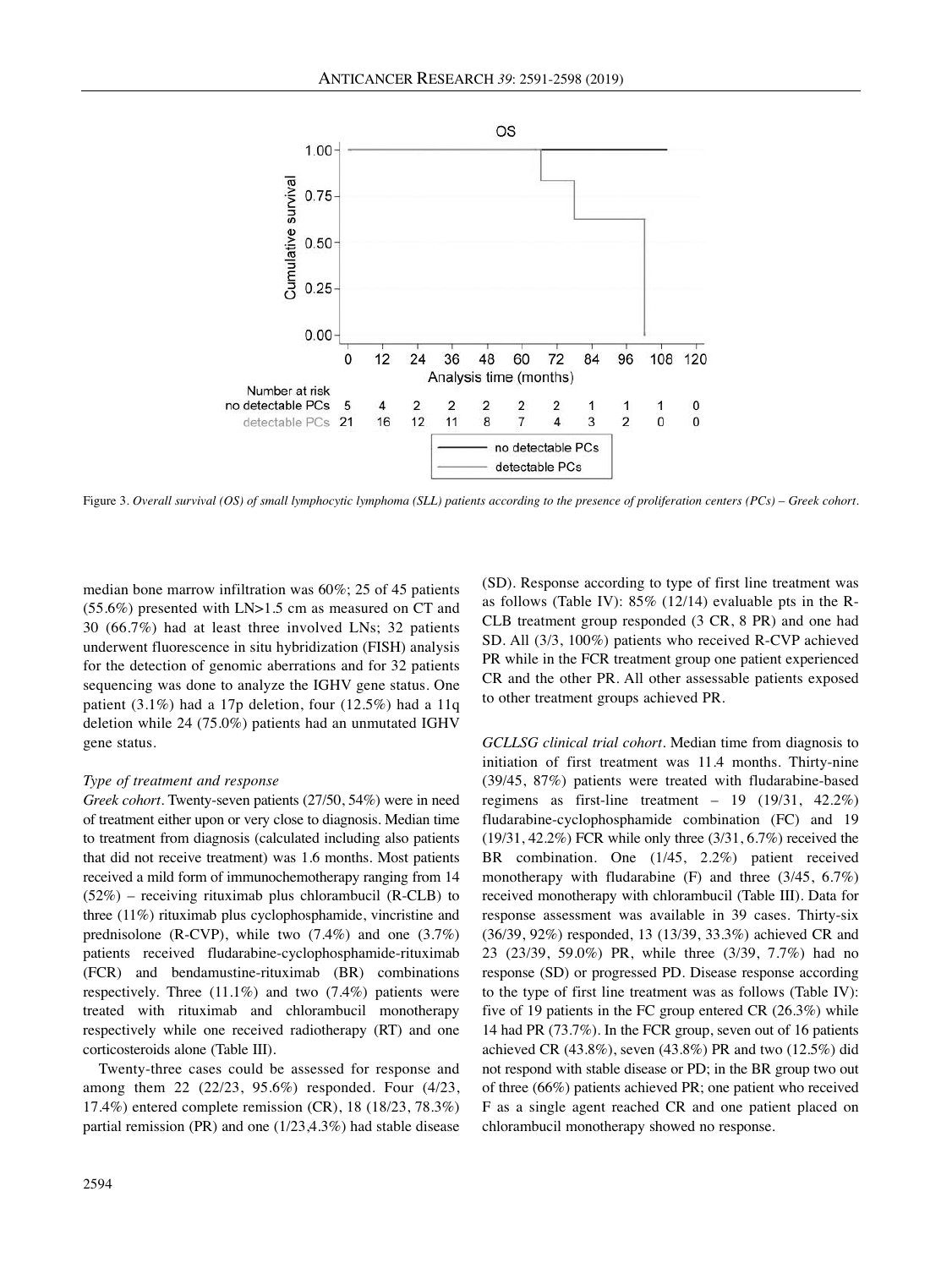Figure 3. *Overall survival (OS) of small lymphocytic lymphoma (SLL) patients according to the presence of proliferation centers (PCs) – Greek cohort.*

median bone marrow infiltration was 60%; 25 of 45 patients (55.6%) presented with LN>1.5 cm as measured on CT and 30 (66.7%) had at least three involved LNs; 32 patients underwent fluorescence in situ hybridization (FISH) analysis for the detection of genomic aberrations and for 32 patients sequencing was done to analyze the IGHV gene status. One patient (3.1%) had a 17p deletion, four (12.5%) had a 11q deletion while 24 (75.0%) patients had an unmutated IGHV gene status.

### *Type of treatment and response*

*Greek cohort*. Twenty-seven patients (27/50, 54%) were in need of treatment either upon or very close to diagnosis. Median time to treatment from diagnosis (calculated including also patients that did not receive treatment) was 1.6 months. Most patients received a mild form of immunochemotherapy ranging from 14 (52%) – receiving rituximab plus chlorambucil (R-CLB) to three (11%) rituximab plus cyclophosphamide, vincristine and prednisolone (R-CVP), while two (7.4%) and one (3.7%) patients received fludarabine-cyclophosphamide-rituximab (FCR) and bendamustine-rituximab (BR) combinations respectively. Three (11.1%) and two (7.4%) patients were treated with rituximab and chlorambucil monotherapy respectively while one received radiotherapy (RT) and one corticosteroids alone (Table III).

Twenty-three cases could be assessed for response and among them 22 (22/23, 95.6%) responded. Four (4/23, 17.4%) entered complete remission (CR), 18 (18/23, 78.3%) partial remission (PR) and one (1/23,4.3%) had stable disease (SD). Response according to type of first line treatment was as follows (Table IV): 85% (12/14) evaluable pts in the R-CLB treatment group responded (3 CR, 8 PR) and one had SD. All (3/3, 100%) patients who received R-CVP achieved PR while in the FCR treatment group one patient experienced CR and the other PR. All other assessable patients exposed to other treatment groups achieved PR.

*GCLLSG clinical trial cohort*. Median time from diagnosis to initiation of first treatment was 11.4 months. Thirty-nine (39/45, 87%) patients were treated with fludarabine-based regimens as first-line treatment – 19 (19/31, 42.2%) fludarabine-cyclophosphamide combination (FC) and 19 (19/31, 42.2%) FCR while only three (3/31, 6.7%) received the BR combination. One (1/45, 2.2%) patient received monotherapy with fludarabine (F) and three (3/45, 6.7%) received monotherapy with chlorambucil (Table III). Data for response assessment was available in 39 cases. Thirty-six (36/39, 92%) responded, 13 (13/39, 33.3%) achieved CR and 23 (23/39, 59.0%) PR, while three (3/39, 7.7%) had no response (SD) or progressed PD. Disease response according to the type of first line treatment was as follows (Table IV): five of 19 patients in the FC group entered CR (26.3%) while 14 had PR (73.7%). In the FCR group, seven out of 16 patients achieved CR (43.8%), seven (43.8%) PR and two (12.5%) did not respond with stable disease or PD; in the BR group two out of three (66%) patients achieved PR; one patient who received F as a single agent reached CR and one patient placed on chlorambucil monotherapy showed no response.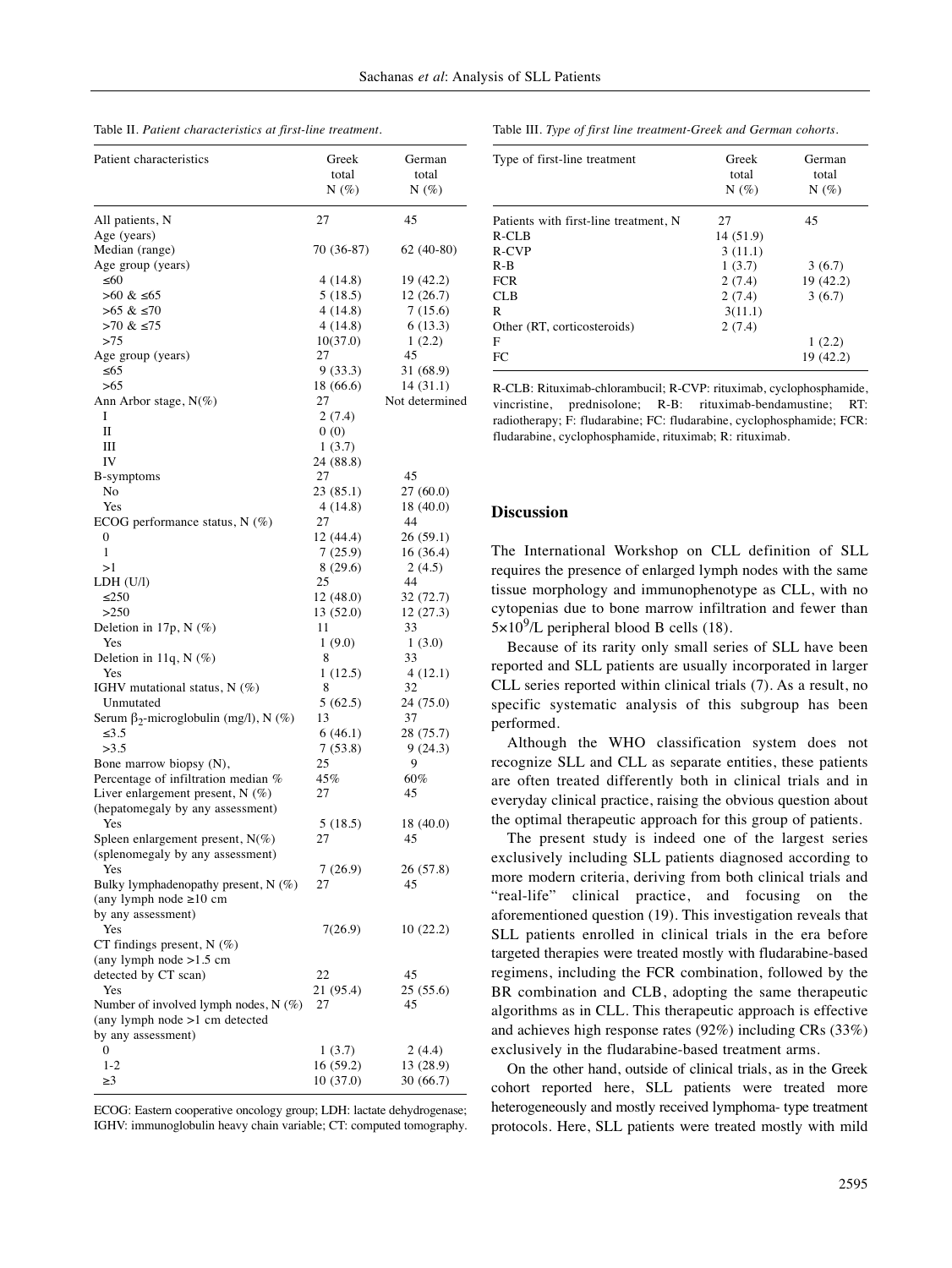Table II. *Patient characteristics at first-line treatment.*

| Patient characteristics | Greek total N (%) | German total N (%) |
|---|---|---|
| All patients, N | 27 | 45 |
| Age (years) | | |
| Median (range) | 70 (36-87) | 62 (40-80) |
| Age group (years) | | |
| ≤60 | 4 (14.8) | 19 (42.2) |
| >60 & ≤65 | 5 (18.5) | 12 (26.7) |
| >65 & ≤70 | 4 (14.8) | 7 (15.6) |
| >70 & ≤75 | 4 (14.8) | 6 (13.3) |
| >75 | 10(37.0) | 1 (2.2) |
| Age group (years) | 27 | 45 |
| ≤65 | 9 (33.3) | 31 (68.9) |
| >65 | 18 (66.6) | 14 (31.1) |
| Ann Arbor stage, N(%) | 27 | Not determined |
| I | 2 (7.4) | |
| II | 0 (0) | |
| III | 1 (3.7) | |
| IV | 24 (88.8) | |
| B-symptoms | 27 | 45 |
| No | 23 (85.1) | 27 (60.0) |
| Yes | 4 (14.8) | 18 (40.0) |
| ECOG performance status, N (%) | 27 | 44 |
| 0 | 12 (44.4) | 26 (59.1) |
| 1 | 7 (25.9) | 16 (36.4) |
| >1 | 8 (29.6) | 2 (4.5) |
| LDH (U/l) | 25 | 44 |
| ≤250 | 12 (48.0) | 32 (72.7) |
| >250 | 13 (52.0) | 12 (27.3) |
| Deletion in 17p, N (%) | 11 | 33 |
| Yes | 1 (9.0) | 1 (3.0) |
| Deletion in 11q, N (%) | 8 | 33 |
| Yes | 1 (12.5) | 4 (12.1) |
| IGHV mutational status, N (%) | 8 | 32 |
| Unmutated | 5 (62.5) | 24 (75.0) |
| Serum $\beta_2$-microglobulin (mg/l), N (%) | 13 | 37 |
| ≤3.5 | 6 (46.1) | 28 (75.7) |
| >3.5 | 7 (53.8) | 9 (24.3) |
| Bone marrow biopsy (N), | 25 | 9 |
| Percentage of infiltration median % | 45% | 60% |
| Liver enlargement present, N (%) (hepatomegaly by any assessment) | 27 | 45 |
| Yes | 5 (18.5) | 18 (40.0) |
| Spleen enlargement present, N(%) (splenomegaly by any assessment) | 27 | 45 |
| Yes | 7 (26.9) | 26 (57.8) |
| Bulky lymphadenopathy present, N (%) (any lymph node ≥10 cm by any assessment) | 27 | 45 |
| Yes | 7(26.9) | 10 (22.2) |
| CT findings present, N (%) (any lymph node >1.5 cm detected by CT scan) | 22 | 45 |
| Yes | 21 (95.4) | 25 (55.6) |
| Number of involved lymph nodes, N (%) (any lymph node >1 cm detected by any assessment) | 27 | 45 |
| 0 | 1 (3.7) | 2 (4.4) |
| 1-2 | 16 (59.2) | 13 (28.9) |
| ≥3 | 10 (37.0) | 30 (66.7) |

ECOG: Eastern cooperative oncology group; LDH: lactate dehydrogenase; IGHV: immunoglobulin heavy chain variable; CT: computed tomography.

Table III. *Type of first line treatment-Greek and German cohorts.*

| Type of first-line treatment | Greek total N (%) | German total N (%) |
|---|---|---|
| Patients with first-line treatment, N | 27 | 45 |
| R-CLB | 14 (51.9) | |
| R-CVP | 3 (11.1) | |
| R-B | 1 (3.7) | 3 (6.7) |
| FCR | 2 (7.4) | 19 (42.2) |
| CLB | 2 (7.4) | 3 (6.7) |
| R | 3(11.1) | |
| Other (RT, corticosteroids) | 2 (7.4) | |
| F | | 1 (2.2) |
| FC | | 19 (42.2) |

R-CLB: Rituximab-chlorambucil; R-CVP: rituximab, cyclophosphamide, vincristine, prednisolone; R-B: rituximab-bendamustine; RT: radiotherapy; F: fludarabine; FC: fludarabine, cyclophosphamide; FCR: fludarabine, cyclophosphamide, rituximab; R: rituximab.

## Discussion

The International Workshop on CLL definition of SLL requires the presence of enlarged lymph nodes with the same tissue morphology and immunophenotype as CLL, with no cytopenias due to bone marrow infiltration and fewer than $5\times10^9$/L peripheral blood B cells (18).

Because of its rarity only small series of SLL have been reported and SLL patients are usually incorporated in larger CLL series reported within clinical trials (7). As a result, no specific systematic analysis of this subgroup has been performed.

Although the WHO classification system does not recognize SLL and CLL as separate entities, these patients are often treated differently both in clinical trials and in everyday clinical practice, raising the obvious question about the optimal therapeutic approach for this group of patients.

The present study is indeed one of the largest series exclusively including SLL patients diagnosed according to more modern criteria, deriving from both clinical trials and "real-life" clinical practice, and focusing on the aforementioned question (19). This investigation reveals that SLL patients enrolled in clinical trials in the era before targeted therapies were treated mostly with fludarabine-based regimens, including the FCR combination, followed by the BR combination and CLB, adopting the same therapeutic algorithms as in CLL. This therapeutic approach is effective and achieves high response rates (92%) including CRs (33%) exclusively in the fludarabine-based treatment arms.

On the other hand, outside of clinical trials, as in the Greek cohort reported here, SLL patients were treated more heterogeneously and mostly received lymphoma- type treatment protocols. Here, SLL patients were treated mostly with mild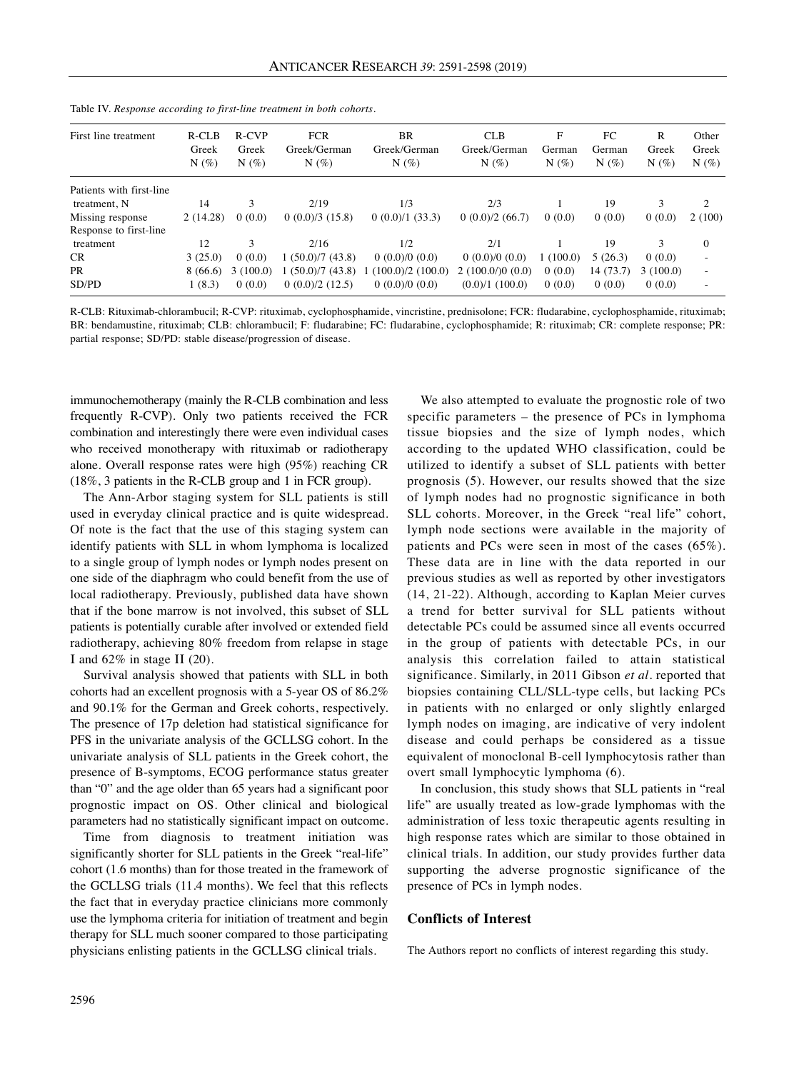Table IV. *Response according to first-line treatment in both cohorts.*

| First line treatment | R-CLB Greek N (%) | R-CVP Greek N (%) | FCR Greek/German N (%) | BR Greek/German N (%) | CLB Greek/German N (%) | F German N (%) | FC German N (%) | R Greek N (%) | Other Greek N (%) |
|---|---|---|---|---|---|---|---|---|---|
| Patients with first-line treatment, N | 14 | 3 | 2/19 | 1/3 | 2/3 | 1 | 19 | 3 | 2 |
| Missing response | 2 (14.28) | 0 (0.0) | 0 (0.0)/3 (15.8) | 0 (0.0)/1 (33.3) | 0 (0.0)/2 (66.7) | 0 (0.0) | 0 (0.0) | 0 (0.0) | 2 (100) |
| Response to first-line treatment | 12 | 3 | 2/16 | 1/2 | 2/1 | 1 | 19 | 3 | 0 |
| CR | 3 (25.0) | 0 (0.0) | 1 (50.0)/7 (43.8) | 0 (0.0)/0 (0.0) | 0 (0.0)/0 (0.0) | 1 (100.0) | 5 (26.3) | 0 (0.0) | - |
| PR | 8 (66.6) | 3 (100.0) | 1 (50.0)/7 (43.8) | 1 (100.0)/2 (100.0) | 2 (100.0/)0 (0.0) | 0 (0.0) | 14 (73.7) | 3 (100.0) | - |
| SD/PD | 1 (8.3) | 0 (0.0) | 0 (0.0)/2 (12.5) | 0 (0.0)/0 (0.0) | (0.0)/1 (100.0) | 0 (0.0) | 0 (0.0) | 0 (0.0) | - |

R-CLB: Rituximab-chlorambucil; R-CVP: rituximab, cyclophosphamide, vincristine, prednisolone; FCR: fludarabine, cyclophosphamide, rituximab; BR: bendamustine, rituximab; CLB: chlorambucil; F: fludarabine; FC: fludarabine, cyclophosphamide; R: rituximab; CR: complete response; PR: partial response; SD/PD: stable disease/progression of disease.

immunochemotherapy (mainly the R-CLB combination and less frequently R-CVP). Only two patients received the FCR combination and interestingly there were even individual cases who received monotherapy with rituximab or radiotherapy alone. Overall response rates were high (95%) reaching CR (18%, 3 patients in the R-CLB group and 1 in FCR group).

The Ann-Arbor staging system for SLL patients is still used in everyday clinical practice and is quite widespread. Of note is the fact that the use of this staging system can identify patients with SLL in whom lymphoma is localized to a single group of lymph nodes or lymph nodes present on one side of the diaphragm who could benefit from the use of local radiotherapy. Previously, published data have shown that if the bone marrow is not involved, this subset of SLL patients is potentially curable after involved or extended field radiotherapy, achieving 80% freedom from relapse in stage I and 62% in stage II (20).

Survival analysis showed that patients with SLL in both cohorts had an excellent prognosis with a 5-year OS of 86.2% and 90.1% for the German and Greek cohorts, respectively. The presence of 17p deletion had statistical significance for PFS in the univariate analysis of the GCLLSG cohort. In the univariate analysis of SLL patients in the Greek cohort, the presence of B-symptoms, ECOG performance status greater than "0" and the age older than 65 years had a significant poor prognostic impact on OS. Other clinical and biological parameters had no statistically significant impact on outcome.

Time from diagnosis to treatment initiation was significantly shorter for SLL patients in the Greek "real-life" cohort (1.6 months) than for those treated in the framework of the GCLLSG trials (11.4 months). We feel that this reflects the fact that in everyday practice clinicians more commonly use the lymphoma criteria for initiation of treatment and begin therapy for SLL much sooner compared to those participating physicians enlisting patients in the GCLLSG clinical trials.

We also attempted to evaluate the prognostic role of two specific parameters – the presence of PCs in lymphoma tissue biopsies and the size of lymph nodes, which according to the updated WHO classification, could be utilized to identify a subset of SLL patients with better prognosis (5). However, our results showed that the size of lymph nodes had no prognostic significance in both SLL cohorts. Moreover, in the Greek "real life" cohort, lymph node sections were available in the majority of patients and PCs were seen in most of the cases (65%). These data are in line with the data reported in our previous studies as well as reported by other investigators (14, 21-22). Although, according to Kaplan Meier curves a trend for better survival for SLL patients without detectable PCs could be assumed since all events occurred in the group of patients with detectable PCs, in our analysis this correlation failed to attain statistical significance. Similarly, in 2011 Gibson *et al*. reported that biopsies containing CLL/SLL-type cells, but lacking PCs in patients with no enlarged or only slightly enlarged lymph nodes on imaging, are indicative of very indolent disease and could perhaps be considered as a tissue equivalent of monoclonal B-cell lymphocytosis rather than overt small lymphocytic lymphoma (6).

In conclusion, this study shows that SLL patients in "real life" are usually treated as low-grade lymphomas with the administration of less toxic therapeutic agents resulting in high response rates which are similar to those obtained in clinical trials. In addition, our study provides further data supporting the adverse prognostic significance of the presence of PCs in lymph nodes.

## Conflicts of Interest

The Authors report no conflicts of interest regarding this study.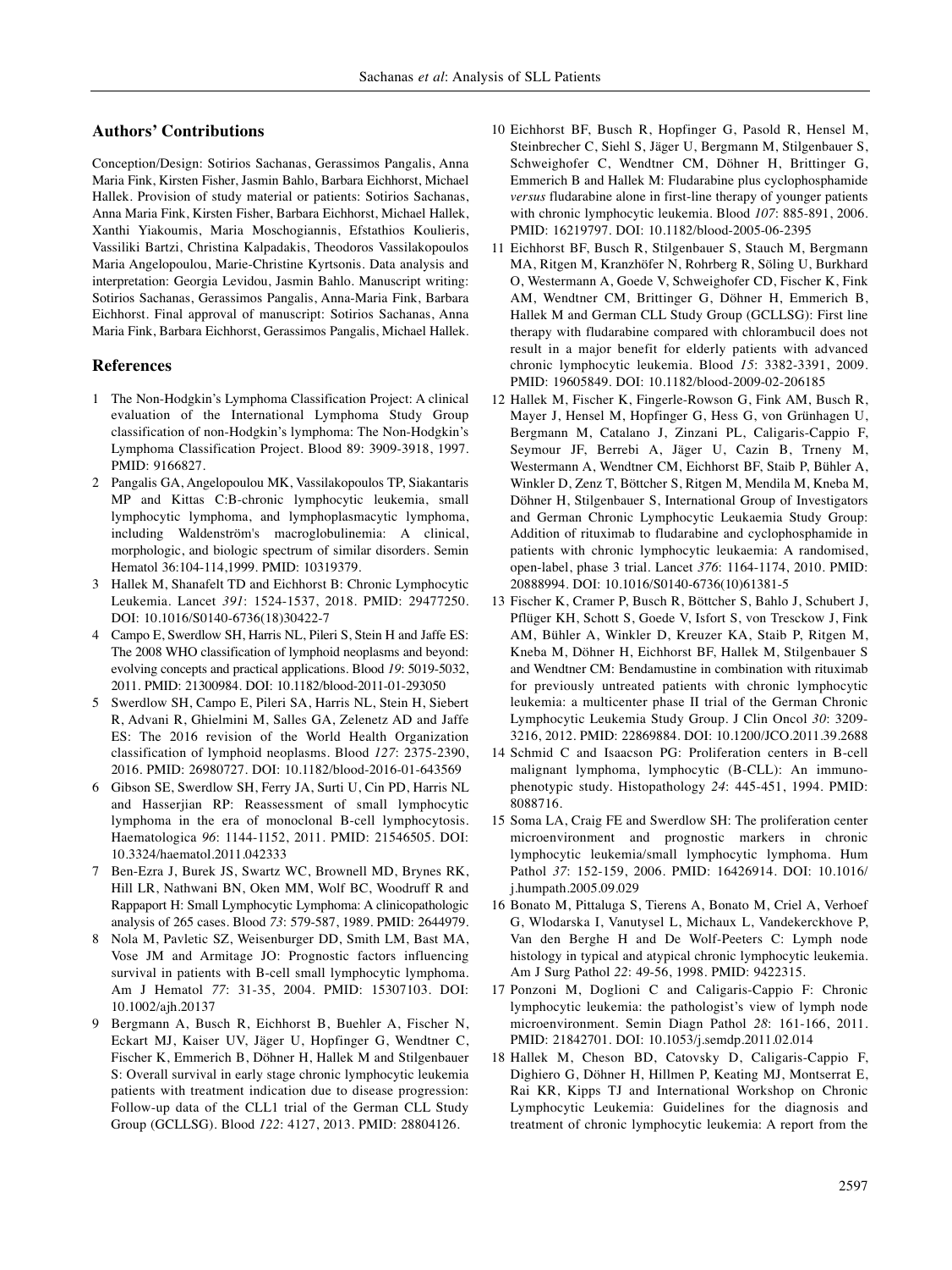## Authors' Contributions

Conception/Design: Sotirios Sachanas, Gerassimos Pangalis, Anna Maria Fink, Kirsten Fisher, Jasmin Bahlo, Barbara Eichhorst, Michael Hallek. Provision of study material or patients: Sotirios Sachanas, Anna Maria Fink, Kirsten Fisher, Barbara Eichhorst, Michael Hallek, Xanthi Yiakoumis, Maria Moschogiannis, Efstathios Koulieris, Vassiliki Bartzi, Christina Kalpadakis, Theodoros Vassilakopoulos Maria Angelopoulou, Marie-Christine Kyrtsonis. Data analysis and interpretation: Georgia Levidou, Jasmin Bahlo. Manuscript writing: Sotirios Sachanas, Gerassimos Pangalis, Anna-Maria Fink, Barbara Eichhorst. Final approval of manuscript: Sotirios Sachanas, Anna Maria Fink, Barbara Eichhorst, Gerassimos Pangalis, Michael Hallek.

## References

1 The Non-Hodgkin's Lymphoma Classification Project: A clinical evaluation of the International Lymphoma Study Group classification of non-Hodgkin's lymphoma: The Non-Hodgkin's Lymphoma Classification Project. Blood 89: 3909-3918, 1997. PMID: 9166827.

2 Pangalis GA, Angelopoulou MK, Vassilakopoulos TP, Siakantaris MP and Kittas C:B-chronic lymphocytic leukemia, small lymphocytic lymphoma, and lymphoplasmacytic lymphoma, including Waldenström's macroglobulinemia: A clinical, morphologic, and biologic spectrum of similar disorders. Semin Hematol 36:104-114,1999. PMID: 10319379.

3 Hallek M, Shanafelt TD and Eichhorst B: Chronic Lymphocytic Leukemia. Lancet *391*: 1524-1537, 2018. PMID: 29477250. DOI: 10.1016/S0140-6736(18)30422-7

4 Campo E, Swerdlow SH, Harris NL, Pileri S, Stein H and Jaffe ES: The 2008 WHO classification of lymphoid neoplasms and beyond: evolving concepts and practical applications. Blood *19*: 5019-5032, 2011. PMID: 21300984. DOI: 10.1182/blood-2011-01-293050

5 Swerdlow SH, Campo E, Pileri SA, Harris NL, Stein H, Siebert R, Advani R, Ghielmini M, Salles GA, Zelenetz AD and Jaffe ES: The 2016 revision of the World Health Organization classification of lymphoid neoplasms. Blood *127*: 2375-2390, 2016. PMID: 26980727. DOI: 10.1182/blood-2016-01-643569

6 Gibson SE, Swerdlow SH, Ferry JA, Surti U, Cin PD, Harris NL and Hasserjian RP: Reassessment of small lymphocytic lymphoma in the era of monoclonal B-cell lymphocytosis. Haematologica *96*: 1144-1152, 2011. PMID: 21546505. DOI: 10.3324/haematol.2011.042333

7 Ben-Ezra J, Burek JS, Swartz WC, Brownell MD, Brynes RK, Hill LR, Nathwani BN, Oken MM, Wolf BC, Woodruff R and Rappaport H: Small Lymphocytic Lymphoma: A clinicopathologic analysis of 265 cases. Blood *73*: 579-587, 1989. PMID: 2644979.

8 Nola M, Pavletic SZ, Weisenburger DD, Smith LM, Bast MA, Vose JM and Armitage JO: Prognostic factors influencing survival in patients with B-cell small lymphocytic lymphoma. Am J Hematol *77*: 31-35, 2004. PMID: 15307103. DOI: 10.1002/ajh.20137

9 Bergmann A, Busch R, Eichhorst B, Buehler A, Fischer N, Eckart MJ, Kaiser UV, Jäger U, Hopfinger G, Wendtner C, Fischer K, Emmerich B, Döhner H, Hallek M and Stilgenbauer S: Overall survival in early stage chronic lymphocytic leukemia patients with treatment indication due to disease progression: Follow-up data of the CLL1 trial of the German CLL Study Group (GCLLSG). Blood *122*: 4127, 2013. PMID: 28804126.

10 Eichhorst BF, Busch R, Hopfinger G, Pasold R, Hensel M, Steinbrecher C, Siehl S, Jäger U, Bergmann M, Stilgenbauer S, Schweighofer C, Wendtner CM, Döhner H, Brittinger G, Emmerich B and Hallek M: Fludarabine plus cyclophosphamide *versus* fludarabine alone in first-line therapy of younger patients with chronic lymphocytic leukemia. Blood *107*: 885-891, 2006. PMID: 16219797. DOI: 10.1182/blood-2005-06-2395

11 Eichhorst BF, Busch R, Stilgenbauer S, Stauch M, Bergmann MA, Ritgen M, Kranzhöfer N, Rohrberg R, Söling U, Burkhard O, Westermann A, Goede V, Schweighofer CD, Fischer K, Fink AM, Wendtner CM, Brittinger G, Döhner H, Emmerich B, Hallek M and German CLL Study Group (GCLLSG): First line therapy with fludarabine compared with chlorambucil does not result in a major benefit for elderly patients with advanced chronic lymphocytic leukemia. Blood *15*: 3382-3391, 2009. PMID: 19605849. DOI: 10.1182/blood-2009-02-206185

12 Hallek M, Fischer K, Fingerle-Rowson G, Fink AM, Busch R, Mayer J, Hensel M, Hopfinger G, Hess G, von Grünhagen U, Bergmann M, Catalano J, Zinzani PL, Caligaris-Cappio F, Seymour JF, Berrebi A, Jäger U, Cazin B, Trneny M, Westermann A, Wendtner CM, Eichhorst BF, Staib P, Bühler A, Winkler D, Zenz T, Böttcher S, Ritgen M, Mendila M, Kneba M, Döhner H, Stilgenbauer S, International Group of Investigators and German Chronic Lymphocytic Leukaemia Study Group: Addition of rituximab to fludarabine and cyclophosphamide in patients with chronic lymphocytic leukaemia: A randomised, open-label, phase 3 trial. Lancet *376*: 1164-1174, 2010. PMID: 20888994. DOI: 10.1016/S0140-6736(10)61381-5

13 Fischer K, Cramer P, Busch R, Böttcher S, Bahlo J, Schubert J, Pflüger KH, Schott S, Goede V, Isfort S, von Tresckow J, Fink AM, Bühler A, Winkler D, Kreuzer KA, Staib P, Ritgen M, Kneba M, Döhner H, Eichhorst BF, Hallek M, Stilgenbauer S and Wendtner CM: Bendamustine in combination with rituximab for previously untreated patients with chronic lymphocytic leukemia: a multicenter phase II trial of the German Chronic Lymphocytic Leukemia Study Group. J Clin Oncol *30*: 3209-3216, 2012. PMID: 22869884. DOI: 10.1200/JCO.2011.39.2688

14 Schmid C and Isaacson PG: Proliferation centers in B-cell malignant lymphoma, lymphocytic (B-CLL): An immunophenotypic study. Histopathology *24*: 445-451, 1994. PMID: 8088716.

15 Soma LA, Craig FE and Swerdlow SH: The proliferation center microenvironment and prognostic markers in chronic lymphocytic leukemia/small lymphocytic lymphoma. Hum Pathol *37*: 152-159, 2006. PMID: 16426914. DOI: 10.1016/j.humpath.2005.09.029

16 Bonato M, Pittaluga S, Tierens A, Bonato M, Criel A, Verhoef G, Wlodarska I, Vanutysel L, Michaux L, Vandekerckhove P, Van den Berghe H and De Wolf-Peeters C: Lymph node histology in typical and atypical chronic lymphocytic leukemia. Am J Surg Pathol *22*: 49-56, 1998. PMID: 9422315.

17 Ponzoni M, Doglioni C and Caligaris-Cappio F: Chronic lymphocytic leukemia: the pathologist's view of lymph node microenvironment. Semin Diagn Pathol *28*: 161-166, 2011. PMID: 21842701. DOI: 10.1053/j.semdp.2011.02.014

18 Hallek M, Cheson BD, Catovsky D, Caligaris-Cappio F, Dighiero G, Döhner H, Hillmen P, Keating MJ, Montserrat E, Rai KR, Kipps TJ and International Workshop on Chronic Lymphocytic Leukemia: Guidelines for the diagnosis and treatment of chronic lymphocytic leukemia: A report from the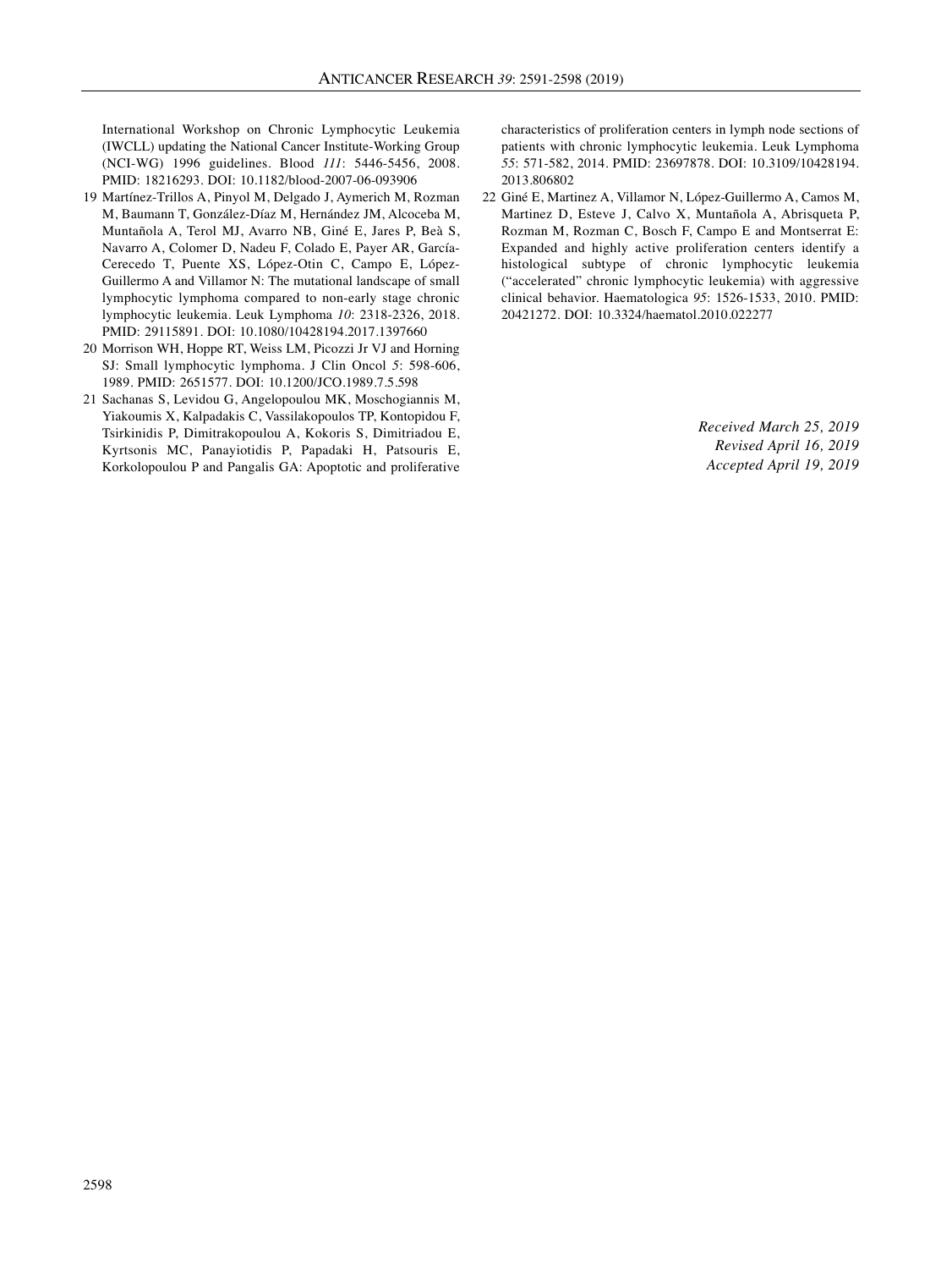International Workshop on Chronic Lymphocytic Leukemia (IWCLL) updating the National Cancer Institute-Working Group (NCI-WG) 1996 guidelines. Blood *111*: 5446-5456, 2008. PMID: 18216293. DOI: 10.1182/blood-2007-06-093906

19 Martínez-Trillos A, Pinyol M, Delgado J, Aymerich M, Rozman M, Baumann T, González-Díaz M, Hernández JM, Alcoceba M, Muntañola A, Terol MJ, Avarro NB, Giné E, Jares P, Beà S, Navarro A, Colomer D, Nadeu F, Colado E, Payer AR, García-Cerecedo T, Puente XS, López-Otin C, Campo E, López-Guillermo A and Villamor N: The mutational landscape of small lymphocytic lymphoma compared to non-early stage chronic lymphocytic leukemia. Leuk Lymphoma *10*: 2318-2326, 2018. PMID: 29115891. DOI: 10.1080/10428194.2017.1397660

20 Morrison WH, Hoppe RT, Weiss LM, Picozzi Jr VJ and Horning SJ: Small lymphocytic lymphoma. J Clin Oncol *5*: 598-606, 1989. PMID: 2651577. DOI: 10.1200/JCO.1989.7.5.598

21 Sachanas S, Levidou G, Angelopoulou MK, Moschogiannis M, Yiakoumis X, Kalpadakis C, Vassilakopoulos TP, Kontopidou F, Tsirkinidis P, Dimitrakopoulou A, Kokoris S, Dimitriadou E, Kyrtsonis MC, Panayiotidis P, Papadaki H, Patsouris E, Korkolopoulou P and Pangalis GA: Apoptotic and proliferative characteristics of proliferation centers in lymph node sections of patients with chronic lymphocytic leukemia. Leuk Lymphoma *55*: 571-582, 2014. PMID: 23697878. DOI: 10.3109/10428194.2013.806802

22 Giné E, Martinez A, Villamor N, López-Guillermo A, Camos M, Martinez D, Esteve J, Calvo X, Muntañola A, Abrisqueta P, Rozman M, Rozman C, Bosch F, Campo E and Montserrat E: Expanded and highly active proliferation centers identify a histological subtype of chronic lymphocytic leukemia ("accelerated" chronic lymphocytic leukemia) with aggressive clinical behavior. Haematologica *95*: 1526-1533, 2010. PMID: 20421272. DOI: 10.3324/haematol.2010.022277

*Received March 25, 2019*
*Revised April 16, 2019*
*Accepted April 19, 2019*